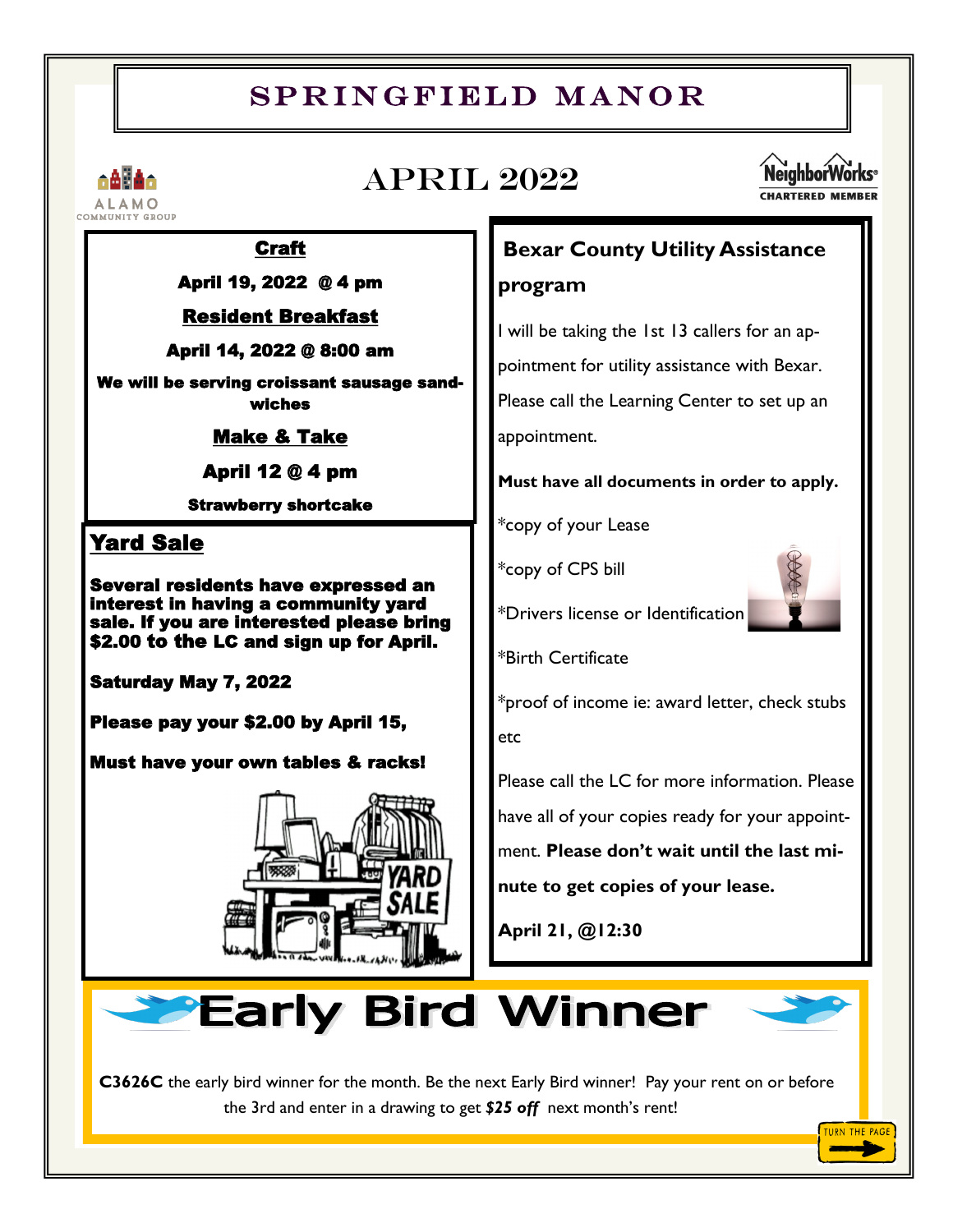# SPRINGFIELD MANOR

## APRIL 2022

ALAMO COMMUNITY GROUP

NeighborWorks® CHARTERED MEMBER

**Craft**

**April 19, 2022 @ 4 pm**

**Resident Breakfast**

**April 14, 2022 @ 8:00 am**

**We will be serving croissant sausage sandwiches**

**Make & Take**

**April 12 @ 4 pm**

**Strawberry shortcake**

### Yard Sale

**Several residents have expressed an interest in having a community yard sale. If you are interested please bring $2.00 to the LC and sign up for April.**

**Saturday May 7, 2022**

**Please pay your $2.00 by April 15,**

**Must have your own tables & racks!**

### Bexar County Utility Assistance program

I will be taking the 1st 13 callers for an appointment for utility assistance with Bexar. Please call the Learning Center to set up an appointment.

**Must have all documents in order to apply.**

*copy of your Lease

*copy of CPS bill

*Drivers license or Identification

*Birth Certificate

*proof of income ie: award letter, check stubs etc

Please call the LC for more information. Please have all of your copies ready for your appointment. **Please don't wait until the last minute to get copies of your lease.**

**April 21, @12:30**

## Early Bird Winner

**C3626C** the early bird winner for the month. Be the next Early Bird winner! Pay your rent on or before the 3rd and enter in a drawing to get ***$25 off*** next month's rent!

TURN THE PAGE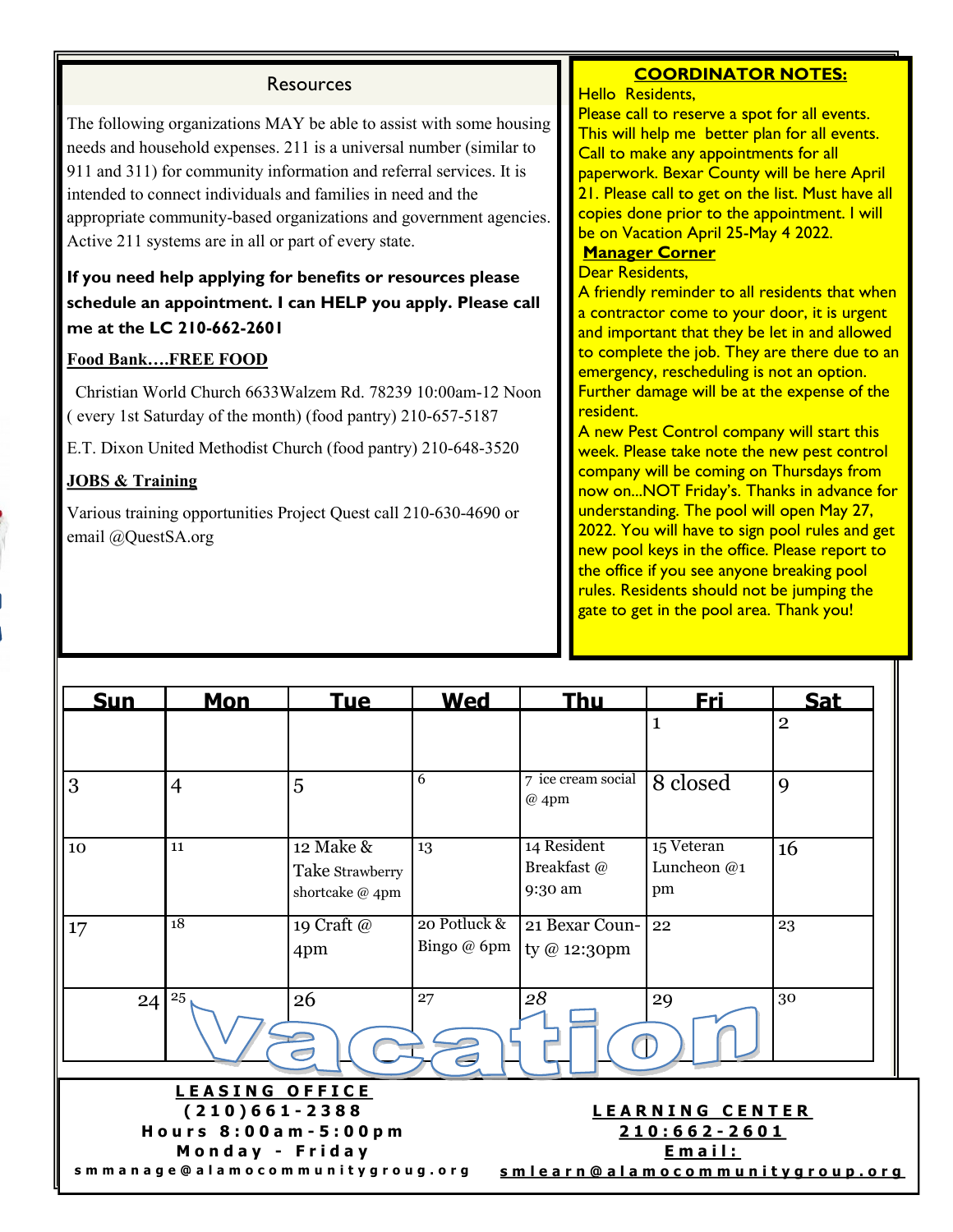## Resources

The following organizations MAY be able to assist with some housing needs and household expenses. 211 is a universal number (similar to 911 and 311) for community information and referral services. It is intended to connect individuals and families in need and the appropriate community-based organizations and government agencies. Active 211 systems are in all or part of every state.

**If you need help applying for benefits or resources please schedule an appointment. I can HELP you apply. Please call me at the LC 210-662-2601**

**Food Bank….FREE FOOD**

Christian World Church 6633Walzem Rd. 78239 10:00am-12 Noon ( every 1st Saturday of the month) (food pantry) 210-657-5187

E.T. Dixon United Methodist Church (food pantry) 210-648-3520

**JOBS & Training**

Various training opportunities Project Quest call 210-630-4690 or email @QuestSA.org

## COORDINATOR NOTES:

Hello Residents,

Please call to reserve a spot for all events. This will help me better plan for all events. Call to make any appointments for all paperwork. Bexar County will be here April 21. Please call to get on the list. Must have all copies done prior to the appointment. I will be on Vacation April 25-May 4 2022.

**Manager Corner**

Dear Residents,

A friendly reminder to all residents that when a contractor come to your door, it is urgent and important that they be let in and allowed to complete the job. They are there due to an emergency, rescheduling is not an option. Further damage will be at the expense of the resident.

A new Pest Control company will start this week. Please take note the new pest control company will be coming on Thursdays from now on...NOT Friday's. Thanks in advance for understanding. The pool will open May 27, 2022. You will have to sign pool rules and get new pool keys in the office. Please report to the office if you see anyone breaking pool rules. Residents should not be jumping the gate to get in the pool area. Thank you!

| Sun | Mon | Tue | Wed | Thu | Fri | Sat |
|---|---|---|---|---|---|---|
| | | | | | 1 | 2 |
| 3 | 4 | 5 | 6 | 7 ice cream social @ 4pm | 8 closed | 9 |
| 10 | 11 | 12 Make & Take Strawberry shortcake @ 4pm | 13 | 14 Resident Breakfast @ 9:30 am | 15 Veteran Luncheon @1 pm | 16 |
| 17 | 18 | 19 Craft @ 4pm | 20 Potluck & Bingo @ 6pm | 21 Bexar County @ 12:30pm | 22 | 23 |
| 24 | 25 Vacation | 26 Vacation | 27 Vacation | 28 Vacation | 29 Vacation | 30 |

**LEASING OFFICE**
**(210)661-2388**
**Hours 8:00am-5:00pm**
**Monday - Friday**
**smmanage@alamocommunitygroug.org**

**LEARNING CENTER**
**210:662-2601**
**Email:**
**smlearn@alamocommunitygroup.org**